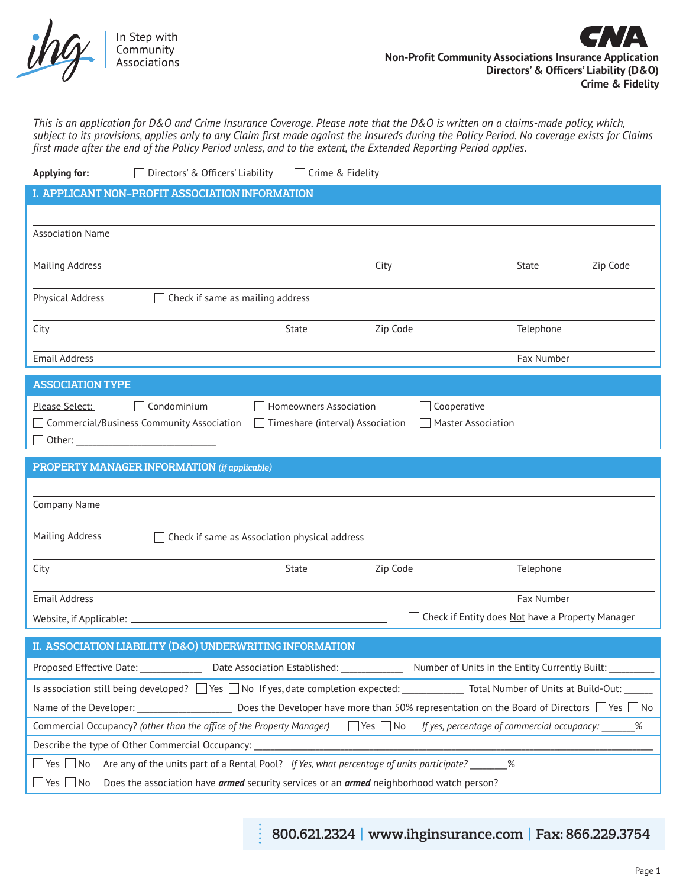In Step with Community Associations

**CNA**

**Non-Profit Community Associations Insurance Application**
**Directors' & Officers' Liability (D&O)**
**Crime & Fidelity**

*This is an application for D&O and Crime Insurance Coverage. Please note that the D&O is written on a claims-made policy, which, subject to its provisions, applies only to any Claim first made against the Insureds during the Policy Period. No coverage exists for Claims first made after the end of the Policy Period unless, and to the extent, the Extended Reporting Period applies.*

**Applying for:** ☐ Directors' & Officers' Liability ☐ Crime & Fidelity

## I. APPLICANT NON-PROFIT ASSOCIATION INFORMATION

Association Name

Mailing Address | City | State | Zip Code

Physical Address ☐ Check if same as mailing address

City | State | Zip Code | Telephone

Email Address | Fax Number

## ASSOCIATION TYPE

Please Select: ☐ Condominium ☐ Homeowners Association ☐ Cooperative
☐ Commercial/Business Community Association ☐ Timeshare (interval) Association ☐ Master Association
☐ Other: ___________________________

## PROPERTY MANAGER INFORMATION *(if applicable)*

Company Name

Mailing Address ☐ Check if same as Association physical address

City | State | Zip Code | Telephone

Email Address | Fax Number

Website, if Applicable: ___________________________ ☐ Check if Entity does Not have a Property Manager

## II. ASSOCIATION LIABILITY (D&O) UNDERWRITING INFORMATION

Proposed Effective Date: ____________ Date Association Established: ____________ Number of Units in the Entity Currently Built: _________

Is association still being developed? ☐ Yes ☐ No If yes, date completion expected: ____________ Total Number of Units at Build-Out: ______

Name of the Developer: ____________________ Does the Developer have more than 50% representation on the Board of Directors ☐ Yes ☐ No

Commercial Occupancy? *(other than the office of the Property Manager)* ☐ Yes ☐ No *If yes, percentage of commercial occupancy:* _______%

Describe the type of Other Commercial Occupancy: ___________________________

☐ Yes ☐ No Are any of the units part of a Rental Pool? *If Yes, what percentage of units participate?* _______%

☐ Yes ☐ No Does the association have ***armed*** security services or an ***armed*** neighborhood watch person?

800.621.2324 | www.ihginsurance.com | Fax: 866.229.3754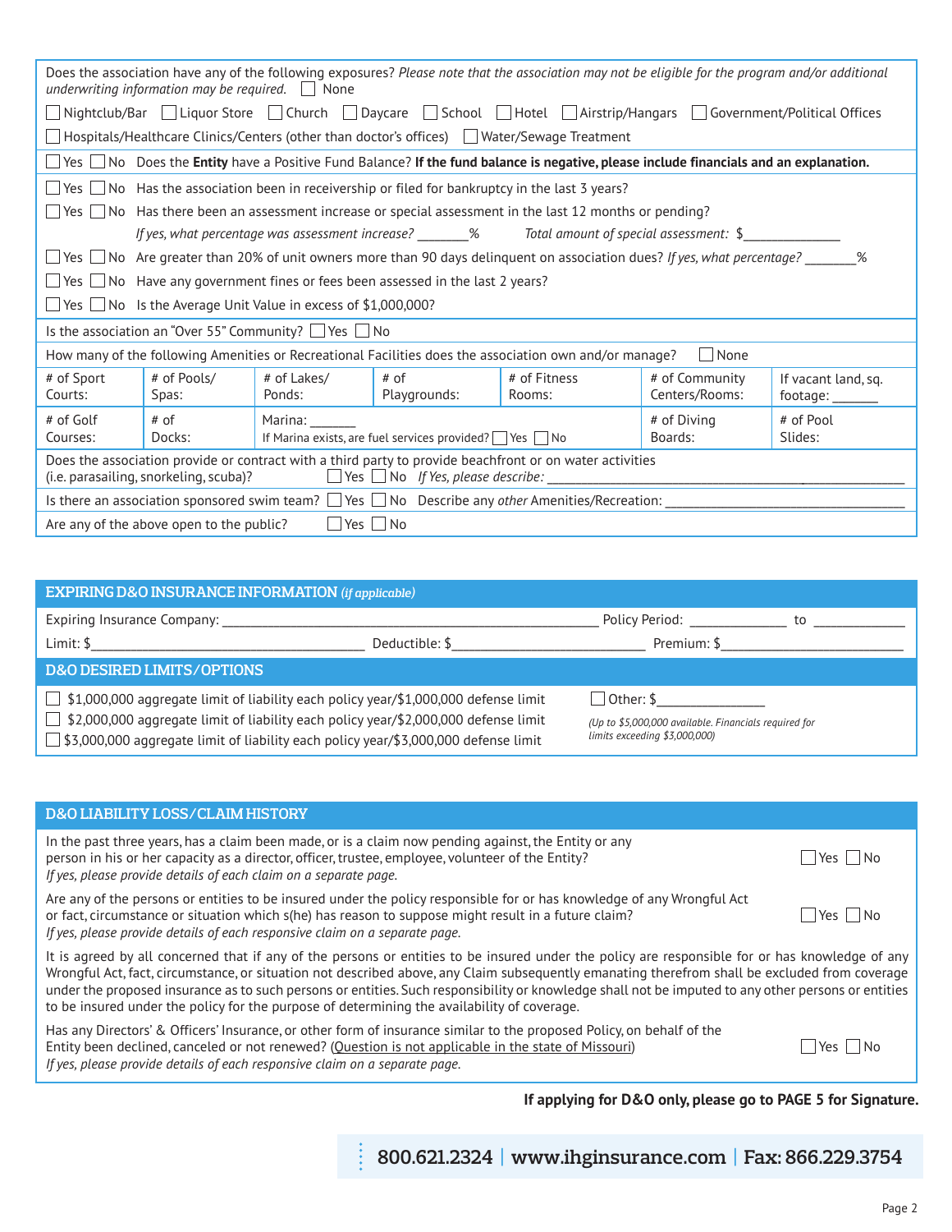Does the association have any of the following exposures? *Please note that the association may not be eligible for the program and/or additional underwriting information may be required.* ☐ None

☐ Nightclub/Bar ☐ Liquor Store ☐ Church ☐ Daycare ☐ School ☐ Hotel ☐ Airstrip/Hangars ☐ Government/Political Offices

☐ Hospitals/Healthcare Clinics/Centers (other than doctor's offices) ☐ Water/Sewage Treatment

☐ Yes ☐ No Does the **Entity** have a Positive Fund Balance? **If the fund balance is negative, please include financials and an explanation.**

☐ Yes ☐ No Has the association been in receivership or filed for bankruptcy in the last 3 years?

☐ Yes ☐ No Has there been an assessment increase or special assessment in the last 12 months or pending?

*If yes, what percentage was assessment increase?* _______% *Total amount of special assessment:* $______________

☐ Yes ☐ No Are greater than 20% of unit owners more than 90 days delinquent on association dues? *If yes, what percentage?* _______%

☐ Yes ☐ No Have any government fines or fees been assessed in the last 2 years?

☐ Yes ☐ No Is the Average Unit Value in excess of $1,000,000?

Is the association an "Over 55" Community? ☐ Yes ☐ No

How many of the following Amenities or Recreational Facilities does the association own and/or manage? ☐ None

| # of Sport Courts: | # of Pools/ Spas: | # of Lakes/ Ponds: | # of Playgrounds: | # of Fitness Rooms: | # of Community Centers/Rooms: | If vacant land, sq. footage: _______ |
|---|---|---|---|---|---|---|
| # of Golf Courses: | # of Docks: | Marina: _______ If Marina exists, are fuel services provided? ☐ Yes ☐ No | | | # of Diving Boards: | # of Pool Slides: |

Does the association provide or contract with a third party to provide beachfront or on water activities (i.e. parasailing, snorkeling, scuba)? ☐ Yes ☐ No *If Yes, please describe:* ________________________________

Is there an association sponsored swim team? ☐ Yes ☐ No Describe any *other* Amenities/Recreation: ________________________________

Are any of the above open to the public? ☐ Yes ☐ No

## EXPIRING D&O INSURANCE INFORMATION *(if applicable)*

Expiring Insurance Company: ________________________________ Policy Period: _____________ to _____________

Limit: $______________________ Deductible: $______________________ Premium: $______________________

## D&O DESIRED LIMITS/OPTIONS

☐ $1,000,000 aggregate limit of liability each policy year/$1,000,000 defense limit

☐ $2,000,000 aggregate limit of liability each policy year/$2,000,000 defense limit

☐ $3,000,000 aggregate limit of liability each policy year/$3,000,000 defense limit

☐ Other: $______________

*(Up to $5,000,000 available. Financials required for limits exceeding $3,000,000)*

## D&O LIABILITY LOSS/CLAIM HISTORY

In the past three years, has a claim been made, or is a claim now pending against, the Entity or any person in his or her capacity as a director, officer, trustee, employee, volunteer of the Entity? ☐ Yes ☐ No
*If yes, please provide details of each claim on a separate page.*

Are any of the persons or entities to be insured under the policy responsible for or has knowledge of any Wrongful Act or fact, circumstance or situation which s(he) has reason to suppose might result in a future claim? ☐ Yes ☐ No
*If yes, please provide details of each responsive claim on a separate page.*

It is agreed by all concerned that if any of the persons or entities to be insured under the policy are responsible for or has knowledge of any Wrongful Act, fact, circumstance, or situation not described above, any Claim subsequently emanating therefrom shall be excluded from coverage under the proposed insurance as to such persons or entities. Such responsibility or knowledge shall not be imputed to any other persons or entities to be insured under the policy for the purpose of determining the availability of coverage.

Has any Directors' & Officers' Insurance, or other form of insurance similar to the proposed Policy, on behalf of the Entity been declined, canceled or not renewed? (Question is not applicable in the state of Missouri) ☐ Yes ☐ No
*If yes, please provide details of each responsive claim on a separate page.*

**If applying for D&O only, please go to PAGE 5 for Signature.**

800.621.2324 | www.ihginsurance.com | Fax: 866.229.3754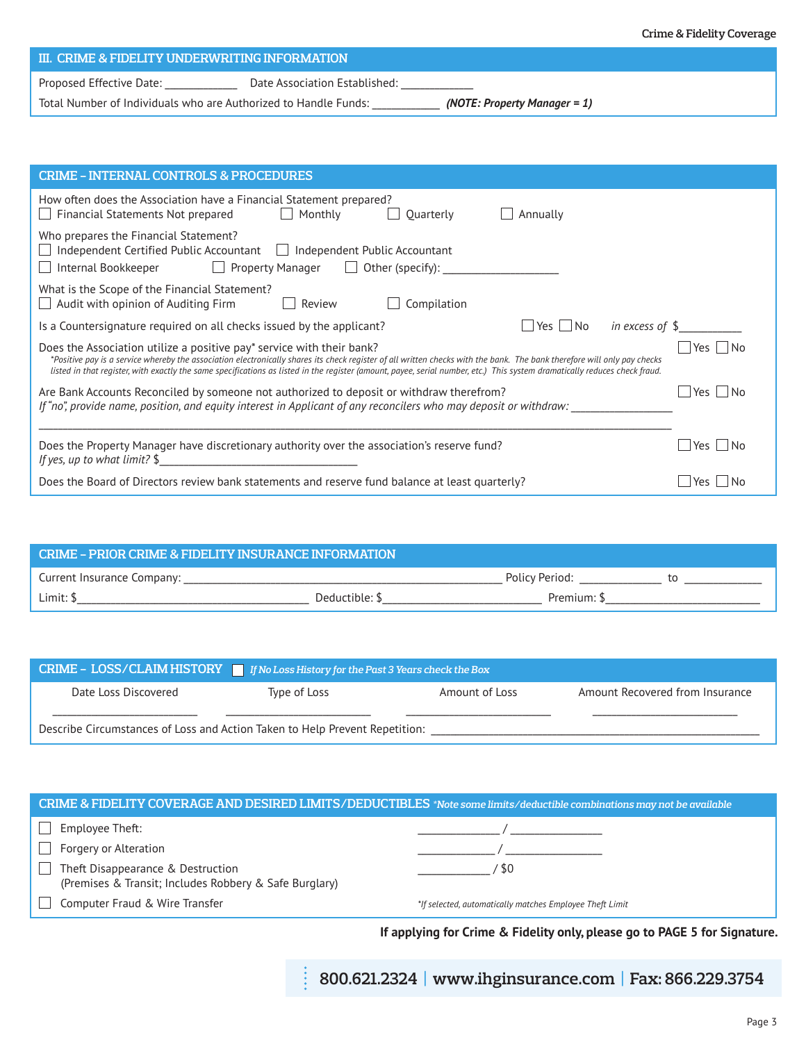## III. CRIME & FIDELITY UNDERWRITING INFORMATION

Proposed Effective Date: ____________ Date Association Established: ____________

Total Number of Individuals who are Authorized to Handle Funds: ___________ ***(NOTE: Property Manager = 1)***

## CRIME – INTERNAL CONTROLS & PROCEDURES

How often does the Association have a Financial Statement prepared?
☐ Financial Statements Not prepared ☐ Monthly ☐ Quarterly ☐ Annually

Who prepares the Financial Statement?
☐ Independent Certified Public Accountant ☐ Independent Public Accountant
☐ Internal Bookkeeper ☐ Property Manager ☐ Other (specify): ____________________

What is the Scope of the Financial Statement?
☐ Audit with opinion of Auditing Firm ☐ Review ☐ Compilation

Is a Countersignature required on all checks issued by the applicant? ☐ Yes ☐ No *in excess of* $__________

Does the Association utilize a positive pay* service with their bank? ☐ Yes ☐ No

*\*Positive pay is a service whereby the association electronically shares its check register of all written checks with the bank. The bank therefore will only pay checks listed in that register, with exactly the same specifications as listed in the register (amount, payee, serial number, etc.) This system dramatically reduces check fraud.*

Are Bank Accounts Reconciled by someone not authorized to deposit or withdraw therefrom? ☐ Yes ☐ No
*If "no", provide name, position, and equity interest in Applicant of any reconcilers who may deposit or withdraw:* __________________
________________________________________________________________________________

Does the Property Manager have discretionary authority over the association's reserve fund? ☐ Yes ☐ No
*If yes, up to what limit?* $___________________________________

Does the Board of Directors review bank statements and reserve fund balance at least quarterly? ☐ Yes ☐ No

## CRIME – PRIOR CRIME & FIDELITY INSURANCE INFORMATION

Current Insurance Company: _______________________________________________ Policy Period: ______________ to ______________

Limit: $________________________________ Deductible: $__________________________ Premium: $__________________________

## CRIME – LOSS/CLAIM HISTORY ☐ *If No Loss History for the Past 3 Years check the Box*

| Date Loss Discovered | Type of Loss | Amount of Loss | Amount Recovered from Insurance |
|---|---|---|---|
| ________________ | ________________ | ________________ | ________________ |

Describe Circumstances of Loss and Action Taken to Help Prevent Repetition: ____________________________________________

## CRIME & FIDELITY COVERAGE AND DESIRED LIMITS/DEDUCTIBLES *\*Note some limits/deductible combinations may not be available*

☐ Employee Theft: ______________ / ________________

☐ Forgery or Alteration ______________ / ________________

☐ Theft Disappearance & Destruction (Premises & Transit; Includes Robbery & Safe Burglary) ____________ / $0

☐ Computer Fraud & Wire Transfer *\*If selected, automatically matches Employee Theft Limit*

**If applying for Crime & Fidelity only, please go to PAGE 5 for Signature.**

800.621.2324 | www.ihginsurance.com | Fax: 866.229.3754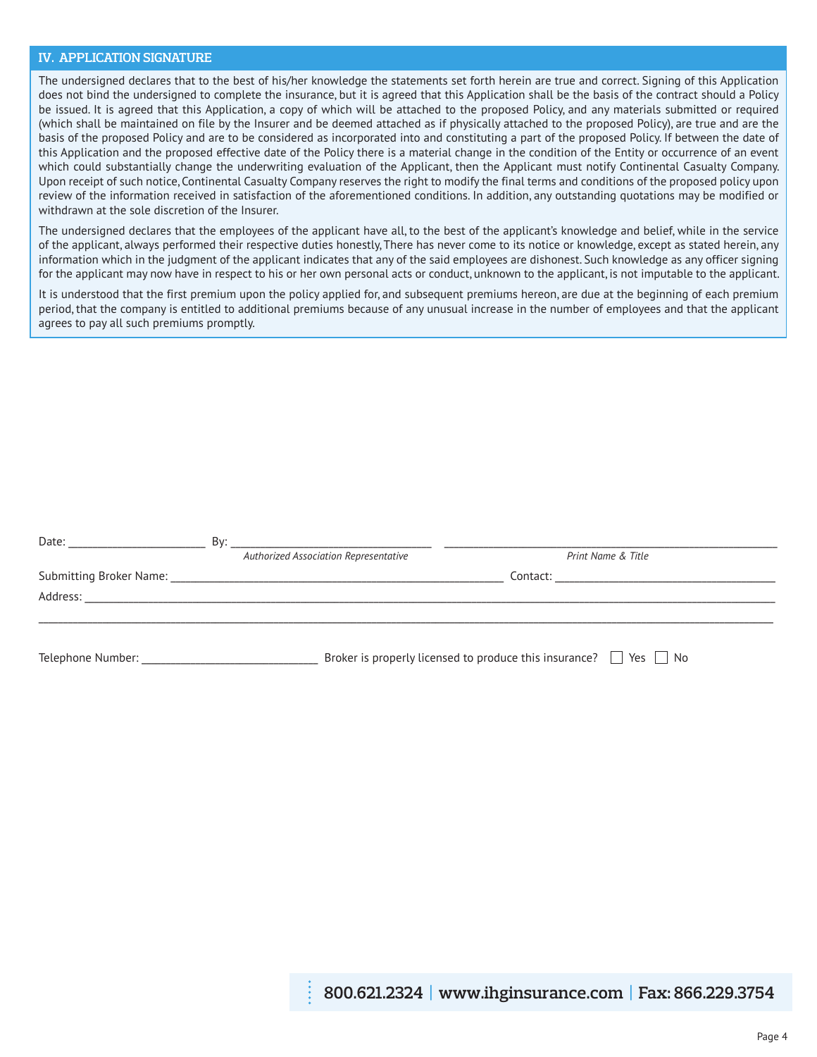## IV. APPLICATION SIGNATURE

The undersigned declares that to the best of his/her knowledge the statements set forth herein are true and correct. Signing of this Application does not bind the undersigned to complete the insurance, but it is agreed that this Application shall be the basis of the contract should a Policy be issued. It is agreed that this Application, a copy of which will be attached to the proposed Policy, and any materials submitted or required (which shall be maintained on file by the Insurer and be deemed attached as if physically attached to the proposed Policy), are true and are the basis of the proposed Policy and are to be considered as incorporated into and constituting a part of the proposed Policy. If between the date of this Application and the proposed effective date of the Policy there is a material change in the condition of the Entity or occurrence of an event which could substantially change the underwriting evaluation of the Applicant, then the Applicant must notify Continental Casualty Company. Upon receipt of such notice, Continental Casualty Company reserves the right to modify the final terms and conditions of the proposed policy upon review of the information received in satisfaction of the aforementioned conditions. In addition, any outstanding quotations may be modified or withdrawn at the sole discretion of the Insurer.

The undersigned declares that the employees of the applicant have all, to the best of the applicant's knowledge and belief, while in the service of the applicant, always performed their respective duties honestly, There has never come to its notice or knowledge, except as stated herein, any information which in the judgment of the applicant indicates that any of the said employees are dishonest. Such knowledge as any officer signing for the applicant may now have in respect to his or her own personal acts or conduct, unknown to the applicant, is not imputable to the applicant.

It is understood that the first premium upon the policy applied for, and subsequent premiums hereon, are due at the beginning of each premium period, that the company is entitled to additional premiums because of any unusual increase in the number of employees and that the applicant agrees to pay all such premiums promptly.

Date: ______________________ By: ________________________________ ________________________________________________
*Authorized Association Representative* *Print Name & Title*

Submitting Broker Name: ________________________________________________ Contact: ________________________________

Address: ____________________________________________________________________________________________________

______________________________________________________________________________________________________________

Telephone Number: ____________________________ Broker is properly licensed to produce this insurance? ☐ Yes ☐ No

800.621.2324 | www.ihginsurance.com | Fax: 866.229.3754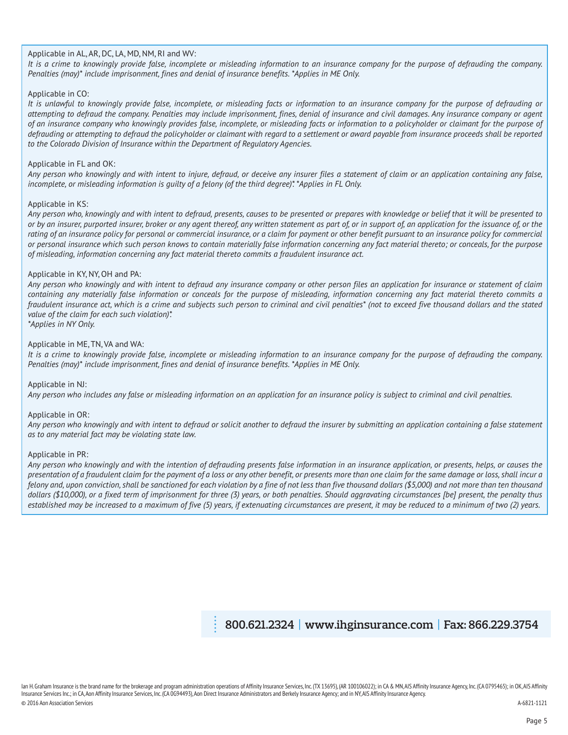Applicable in AL, AR, DC, LA, MD, NM, RI and WV:
*It is a crime to knowingly provide false, incomplete or misleading information to an insurance company for the purpose of defrauding the company. Penalties (may)* include imprisonment, fines and denial of insurance benefits. *Applies in ME Only.*

Applicable in CO:
*It is unlawful to knowingly provide false, incomplete, or misleading facts or information to an insurance company for the purpose of defrauding or attempting to defraud the company. Penalties may include imprisonment, fines, denial of insurance and civil damages. Any insurance company or agent of an insurance company who knowingly provides false, incomplete, or misleading facts or information to a policyholder or claimant for the purpose of defrauding or attempting to defraud the policyholder or claimant with regard to a settlement or award payable from insurance proceeds shall be reported to the Colorado Division of Insurance within the Department of Regulatory Agencies.*

Applicable in FL and OK:
*Any person who knowingly and with intent to injure, defraud, or deceive any insurer files a statement of claim or an application containing any false, incomplete, or misleading information is guilty of a felony (of the third degree)*. *Applies in FL Only.*

Applicable in KS:
*Any person who, knowingly and with intent to defraud, presents, causes to be presented or prepares with knowledge or belief that it will be presented to or by an insurer, purported insurer, broker or any agent thereof, any written statement as part of, or in support of, an application for the issuance of, or the rating of an insurance policy for personal or commercial insurance, or a claim for payment or other benefit pursuant to an insurance policy for commercial or personal insurance which such person knows to contain materially false information concerning any fact material thereto; or conceals, for the purpose of misleading, information concerning any fact material thereto commits a fraudulent insurance act.*

Applicable in KY, NY, OH and PA:
*Any person who knowingly and with intent to defraud any insurance company or other person files an application for insurance or statement of claim containing any materially false information or conceals for the purpose of misleading, information concerning any fact material thereto commits a fraudulent insurance act, which is a crime and subjects such person to criminal and civil penalties* (not to exceed five thousand dollars and the stated value of the claim for each such violation)*.*
*\*Applies in NY Only.*

Applicable in ME, TN, VA and WA:
*It is a crime to knowingly provide false, incomplete or misleading information to an insurance company for the purpose of defrauding the company. Penalties (may)* include imprisonment, fines and denial of insurance benefits. *Applies in ME Only.*

Applicable in NJ:
*Any person who includes any false or misleading information on an application for an insurance policy is subject to criminal and civil penalties.*

Applicable in OR:
*Any person who knowingly and with intent to defraud or solicit another to defraud the insurer by submitting an application containing a false statement as to any material fact may be violating state law.*

Applicable in PR:
*Any person who knowingly and with the intention of defrauding presents false information in an insurance application, or presents, helps, or causes the presentation of a fraudulent claim for the payment of a loss or any other benefit, or presents more than one claim for the same damage or loss, shall incur a felony and, upon conviction, shall be sanctioned for each violation by a fine of not less than five thousand dollars ($5,000) and not more than ten thousand dollars ($10,000), or a fixed term of imprisonment for three (3) years, or both penalties. Should aggravating circumstances [be] present, the penalty thus established may be increased to a maximum of five (5) years, if extenuating circumstances are present, it may be reduced to a minimum of two (2) years.*

**800.621.2324 | www.ihginsurance.com | Fax: 866.229.3754**

Ian H. Graham Insurance is the brand name for the brokerage and program administration operations of Affinity Insurance Services, Inc. (TX 13695), (AR 100106022); in CA & MN, AIS Affinity Insurance Agency, Inc. (CA 0795465); in OK, AIS Affinity Insurance Services Inc.; in CA, Aon Affinity Insurance Services, Inc. (CA 0G94493), Aon Direct Insurance Administrators and Berkely Insurance Agency; and in NY, AIS Affinity Insurance Agency.

© 2016 Aon Association Services

A-6821-1121